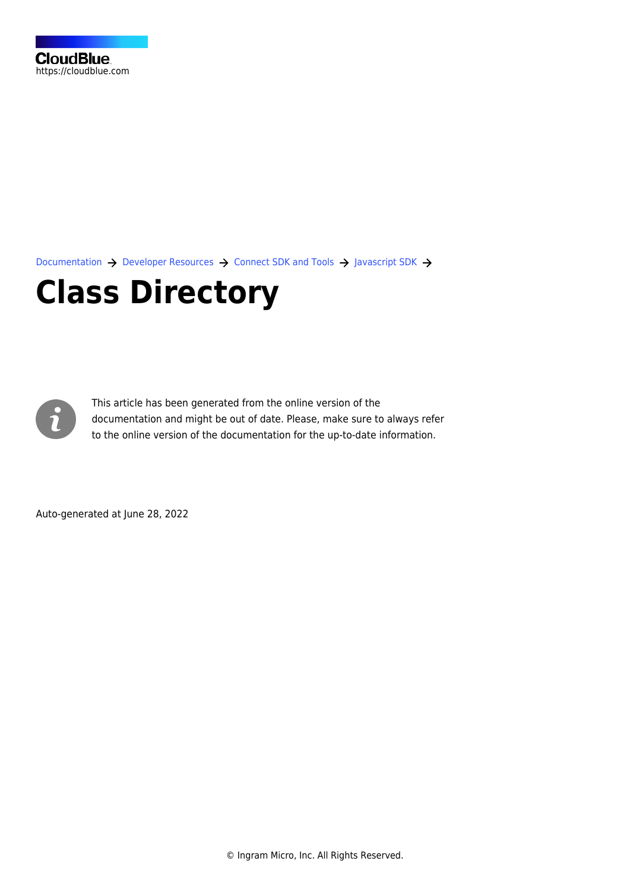CloudBlue
https://cloudblue.com

Documentation → Developer Resources → Connect SDK and Tools → Javascript SDK →

# Class Directory

This article has been generated from the online version of the documentation and might be out of date. Please, make sure to always refer to the online version of the documentation for the up-to-date information.

Auto-generated at June 28, 2022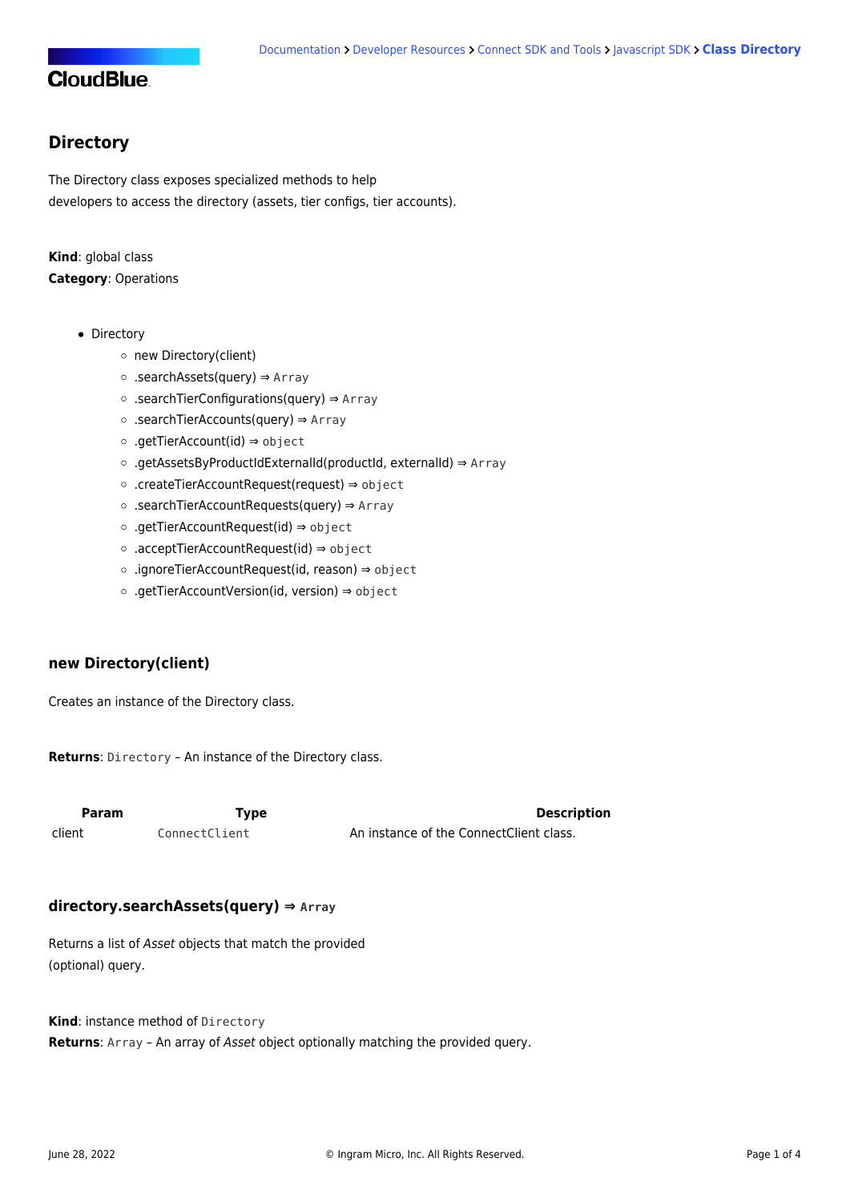Documentation > Developer Resources > Connect SDK and Tools > Javascript SDK > **Class Directory**

## Directory

The Directory class exposes specialized methods to help
developers to access the directory (assets, tier configs, tier accounts).

**Kind**: global class
**Category**: Operations

- Directory
  - new Directory(client)
  - .searchAssets(query) ⇒ `Array`
  - .searchTierConfigurations(query) ⇒ `Array`
  - .searchTierAccounts(query) ⇒ `Array`
  - .getTierAccount(id) ⇒ `object`
  - .getAssetsByProductIdExternalId(productId, externalId) ⇒ `Array`
  - .createTierAccountRequest(request) ⇒ `object`
  - .searchTierAccountRequests(query) ⇒ `Array`
  - .getTierAccountRequest(id) ⇒ `object`
  - .acceptTierAccountRequest(id) ⇒ `object`
  - .ignoreTierAccountRequest(id, reason) ⇒ `object`
  - .getTierAccountVersion(id, version) ⇒ `object`

### new Directory(client)

Creates an instance of the Directory class.

**Returns**: `Directory` – An instance of the Directory class.

| Param | Type | Description |
| --- | --- | --- |
| client | `ConnectClient` | An instance of the ConnectClient class. |

### directory.searchAssets(query) ⇒ `Array`

Returns a list of *Asset* objects that match the provided
(optional) query.

**Kind**: instance method of `Directory`
**Returns**: `Array` – An array of *Asset* object optionally matching the provided query.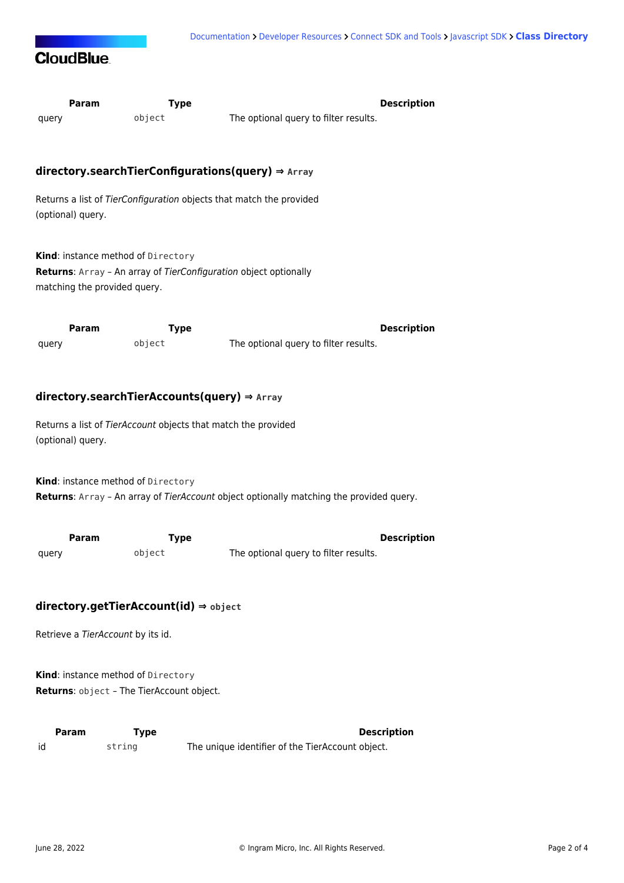| Param | Type | Description |
| --- | --- | --- |
| query | `object` | The optional query to filter results. |

### directory.searchTierConfigurations(query) ⇒ `Array`

Returns a list of *TierConfiguration* objects that match the provided (optional) query.

**Kind**: instance method of `Directory`
**Returns**: `Array` – An array of *TierConfiguration* object optionally matching the provided query.

| Param | Type | Description |
| --- | --- | --- |
| query | `object` | The optional query to filter results. |

### directory.searchTierAccounts(query) ⇒ `Array`

Returns a list of *TierAccount* objects that match the provided (optional) query.

**Kind**: instance method of `Directory`
**Returns**: `Array` – An array of *TierAccount* object optionally matching the provided query.

| Param | Type | Description |
| --- | --- | --- |
| query | `object` | The optional query to filter results. |

### directory.getTierAccount(id) ⇒ `object`

Retrieve a *TierAccount* by its id.

**Kind**: instance method of `Directory`
**Returns**: `object` – The TierAccount object.

| Param | Type | Description |
| --- | --- | --- |
| id | `string` | The unique identifier of the TierAccount object. |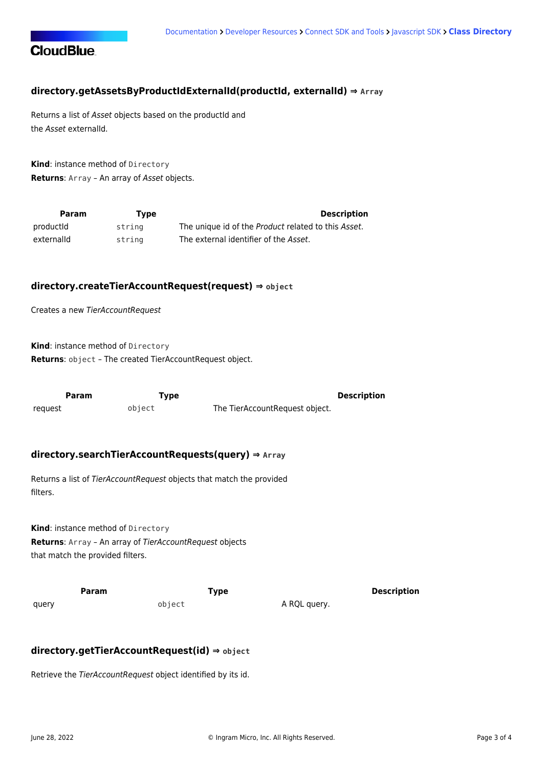### directory.getAssetsByProductIdExternalId(productId, externalId) ⇒ `Array`

Returns a list of *Asset* objects based on the productId and the *Asset* externalId.

**Kind**: instance method of `Directory`
**Returns**: `Array` – An array of *Asset* objects.

| Param | Type | Description |
| --- | --- | --- |
| productId | `string` | The unique id of the *Product* related to this *Asset*. |
| externalId | `string` | The external identifier of the *Asset*. |

### directory.createTierAccountRequest(request) ⇒ `object`

Creates a new *TierAccountRequest*

**Kind**: instance method of `Directory`
**Returns**: `object` – The created TierAccountRequest object.

| Param | Type | Description |
| --- | --- | --- |
| request | `object` | The TierAccountRequest object. |

### directory.searchTierAccountRequests(query) ⇒ `Array`

Returns a list of *TierAccountRequest* objects that match the provided filters.

**Kind**: instance method of `Directory`
**Returns**: `Array` – An array of *TierAccountRequest* objects that match the provided filters.

| Param | Type | Description |
| --- | --- | --- |
| query | `object` | A RQL query. |

### directory.getTierAccountRequest(id) ⇒ `object`

Retrieve the *TierAccountRequest* object identified by its id.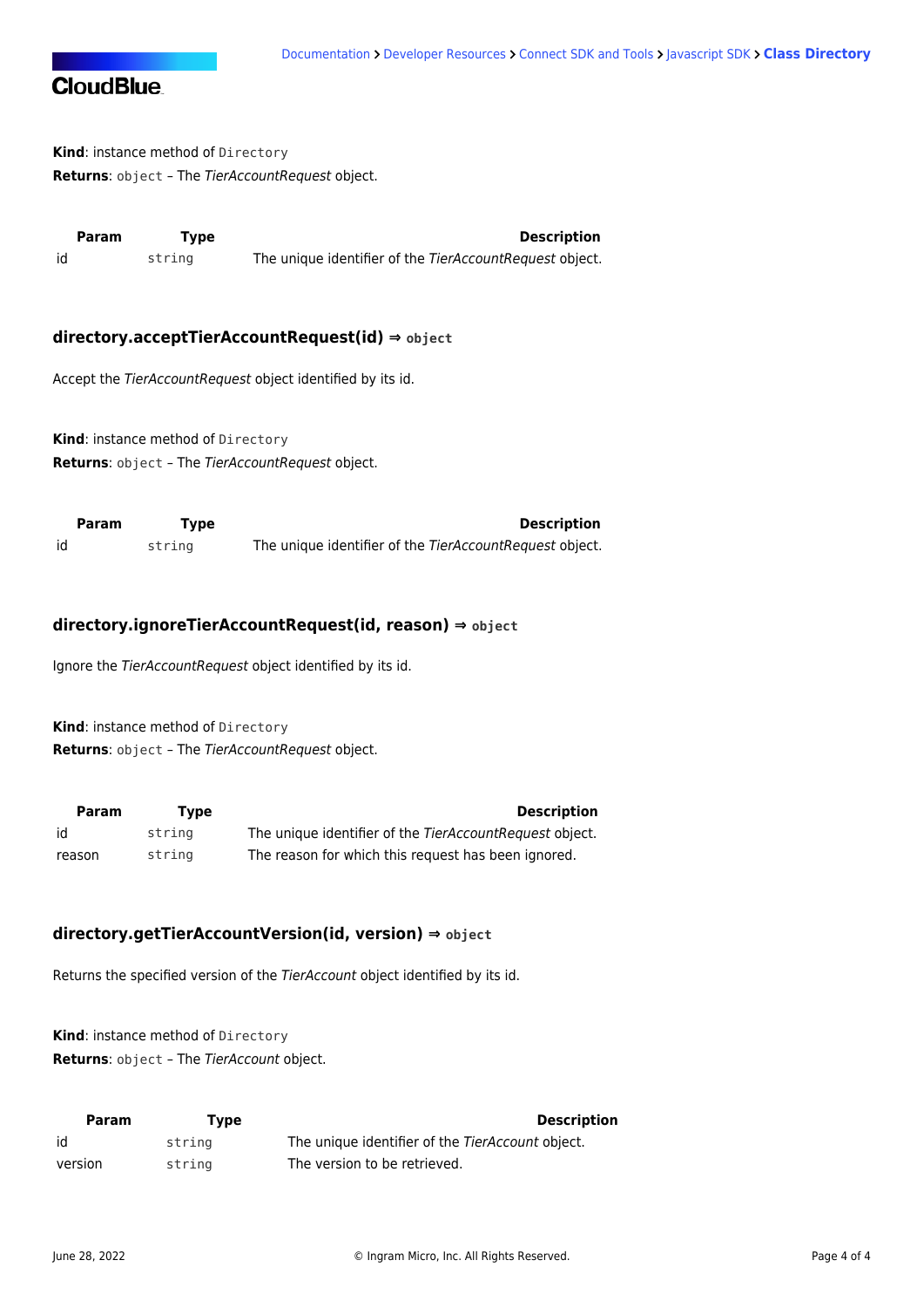**Kind**: instance method of `Directory`
**Returns**: `object` – The *TierAccountRequest* object.

| Param | Type | Description |
| --- | --- | --- |
| id | `string` | The unique identifier of the *TierAccountRequest* object. |

### directory.acceptTierAccountRequest(id) ⇒ `object`

Accept the *TierAccountRequest* object identified by its id.

**Kind**: instance method of `Directory`
**Returns**: `object` – The *TierAccountRequest* object.

| Param | Type | Description |
| --- | --- | --- |
| id | `string` | The unique identifier of the *TierAccountRequest* object. |

### directory.ignoreTierAccountRequest(id, reason) ⇒ `object`

Ignore the *TierAccountRequest* object identified by its id.

**Kind**: instance method of `Directory`
**Returns**: `object` – The *TierAccountRequest* object.

| Param | Type | Description |
| --- | --- | --- |
| id | `string` | The unique identifier of the *TierAccountRequest* object. |
| reason | `string` | The reason for which this request has been ignored. |

### directory.getTierAccountVersion(id, version) ⇒ `object`

Returns the specified version of the *TierAccount* object identified by its id.

**Kind**: instance method of `Directory`
**Returns**: `object` – The *TierAccount* object.

| Param | Type | Description |
| --- | --- | --- |
| id | `string` | The unique identifier of the *TierAccount* object. |
| version | `string` | The version to be retrieved. |